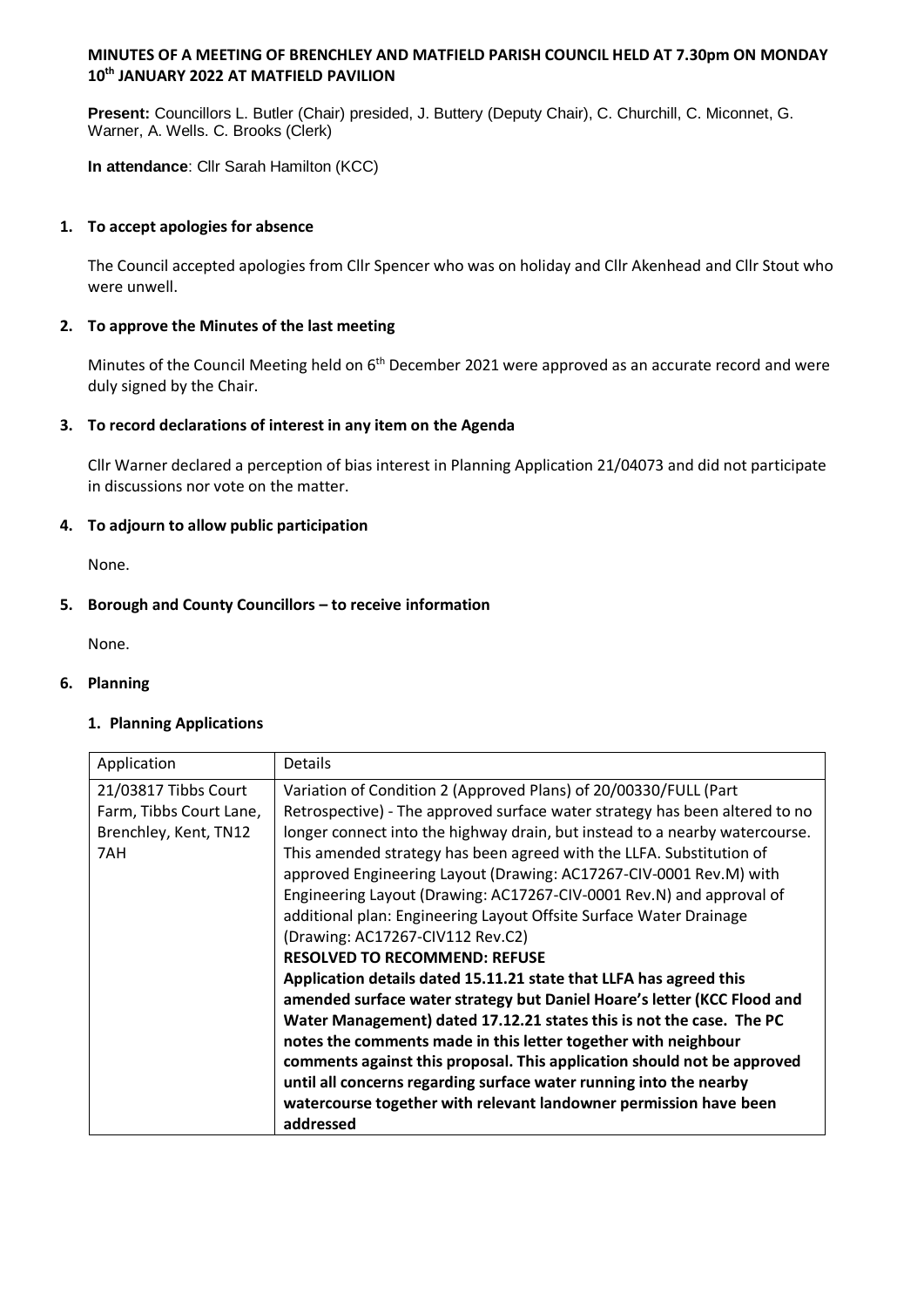**MINUTES OF A MEETING OF BRENCHLEY AND MATFIELD PARISH COUNCIL HELD AT 7.30pm ON MONDAY 10th JANUARY 2022 AT MATFIELD PAVILION**

**Present:** Councillors L. Butler (Chair) presided, J. Buttery (Deputy Chair), C. Churchill, C. Miconnet, G. Warner, A. Wells. C. Brooks (Clerk)

**In attendance**: Cllr Sarah Hamilton (KCC)

**1. To accept apologies for absence**

The Council accepted apologies from Cllr Spencer who was on holiday and Cllr Akenhead and Cllr Stout who were unwell.

**2. To approve the Minutes of the last meeting**

Minutes of the Council Meeting held on 6th December 2021 were approved as an accurate record and were duly signed by the Chair.

**3. To record declarations of interest in any item on the Agenda**

Cllr Warner declared a perception of bias interest in Planning Application 21/04073 and did not participate in discussions nor vote on the matter.

**4. To adjourn to allow public participation**

None.

**5. Borough and County Councillors – to receive information**

None.

**6. Planning**

**1. Planning Applications**

| Application | Details |
|---|---|
| 21/03817 Tibbs Court Farm, Tibbs Court Lane, Brenchley, Kent, TN12 7AH | Variation of Condition 2 (Approved Plans) of 20/00330/FULL (Part Retrospective) - The approved surface water strategy has been altered to no longer connect into the highway drain, but instead to a nearby watercourse. This amended strategy has been agreed with the LLFA. Substitution of approved Engineering Layout (Drawing: AC17267-CIV-0001 Rev.M) with Engineering Layout (Drawing: AC17267-CIV-0001 Rev.N) and approval of additional plan: Engineering Layout Offsite Surface Water Drainage (Drawing: AC17267-CIV112 Rev.C2)<br>**RESOLVED TO RECOMMEND: REFUSE**<br>**Application details dated 15.11.21 state that LLFA has agreed this amended surface water strategy but Daniel Hoare's letter (KCC Flood and Water Management) dated 17.12.21 states this is not the case. The PC notes the comments made in this letter together with neighbour comments against this proposal. This application should not be approved until all concerns regarding surface water running into the nearby watercourse together with relevant landowner permission have been addressed** |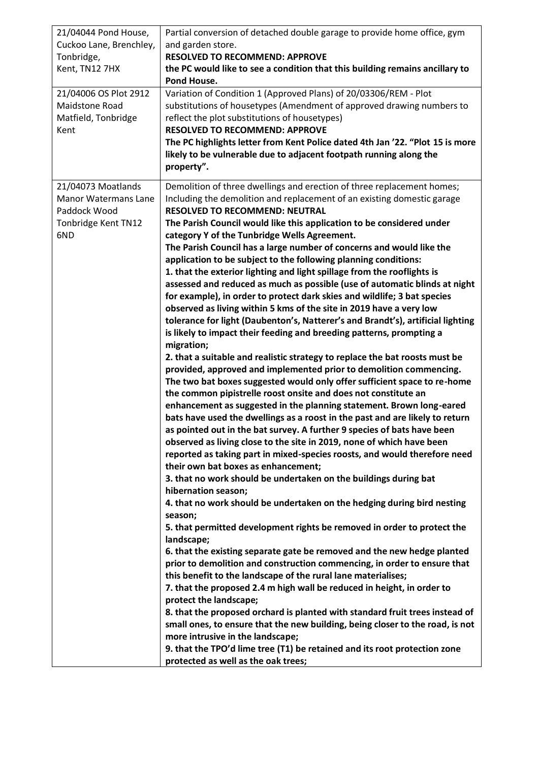| | |
|---|---|
| 21/04044 Pond House, Cuckoo Lane, Brenchley, Tonbridge, Kent, TN12 7HX | Partial conversion of detached double garage to provide home office, gym and garden store.<br>**RESOLVED TO RECOMMEND: APPROVE**<br>**the PC would like to see a condition that this building remains ancillary to Pond House.** |
| 21/04006 OS Plot 2912 Maidstone Road Matfield, Tonbridge Kent | Variation of Condition 1 (Approved Plans) of 20/03306/REM - Plot substitutions of housetypes (Amendment of approved drawing numbers to reflect the plot substitutions of housetypes)<br>**RESOLVED TO RECOMMEND: APPROVE**<br>**The PC highlights letter from Kent Police dated 4th Jan '22. "Plot 15 is more likely to be vulnerable due to adjacent footpath running along the property".** |
| 21/04073 Moatlands Manor Watermans Lane Paddock Wood Tonbridge Kent TN12 6ND | Demolition of three dwellings and erection of three replacement homes; Including the demolition and replacement of an existing domestic garage<br>**RESOLVED TO RECOMMEND: NEUTRAL**<br>**The Parish Council would like this application to be considered under category Y of the Tunbridge Wells Agreement.**<br>**The Parish Council has a large number of concerns and would like the application to be subject to the following planning conditions:**<br>**1. that the exterior lighting and light spillage from the rooflights is assessed and reduced as much as possible (use of automatic blinds at night for example), in order to protect dark skies and wildlife; 3 bat species observed as living within 5 kms of the site in 2019 have a very low tolerance for light (Daubenton's, Natterer's and Brandt's), artificial lighting is likely to impact their feeding and breeding patterns, prompting a migration;**<br>**2. that a suitable and realistic strategy to replace the bat roosts must be provided, approved and implemented prior to demolition commencing. The two bat boxes suggested would only offer sufficient space to re-home the common pipistrelle roost onsite and does not constitute an enhancement as suggested in the planning statement. Brown long-eared bats have used the dwellings as a roost in the past and are likely to return as pointed out in the bat survey. A further 9 species of bats have been observed as living close to the site in 2019, none of which have been reported as taking part in mixed-species roosts, and would therefore need their own bat boxes as enhancement;**<br>**3. that no work should be undertaken on the buildings during bat hibernation season;**<br>**4. that no work should be undertaken on the hedging during bird nesting season;**<br>**5. that permitted development rights be removed in order to protect the landscape;**<br>**6. that the existing separate gate be removed and the new hedge planted prior to demolition and construction commencing, in order to ensure that this benefit to the landscape of the rural lane materialises;**<br>**7. that the proposed 2.4 m high wall be reduced in height, in order to protect the landscape;**<br>**8. that the proposed orchard is planted with standard fruit trees instead of small ones, to ensure that the new building, being closer to the road, is not more intrusive in the landscape;**<br>**9. that the TPO'd lime tree (T1) be retained and its root protection zone protected as well as the oak trees;** |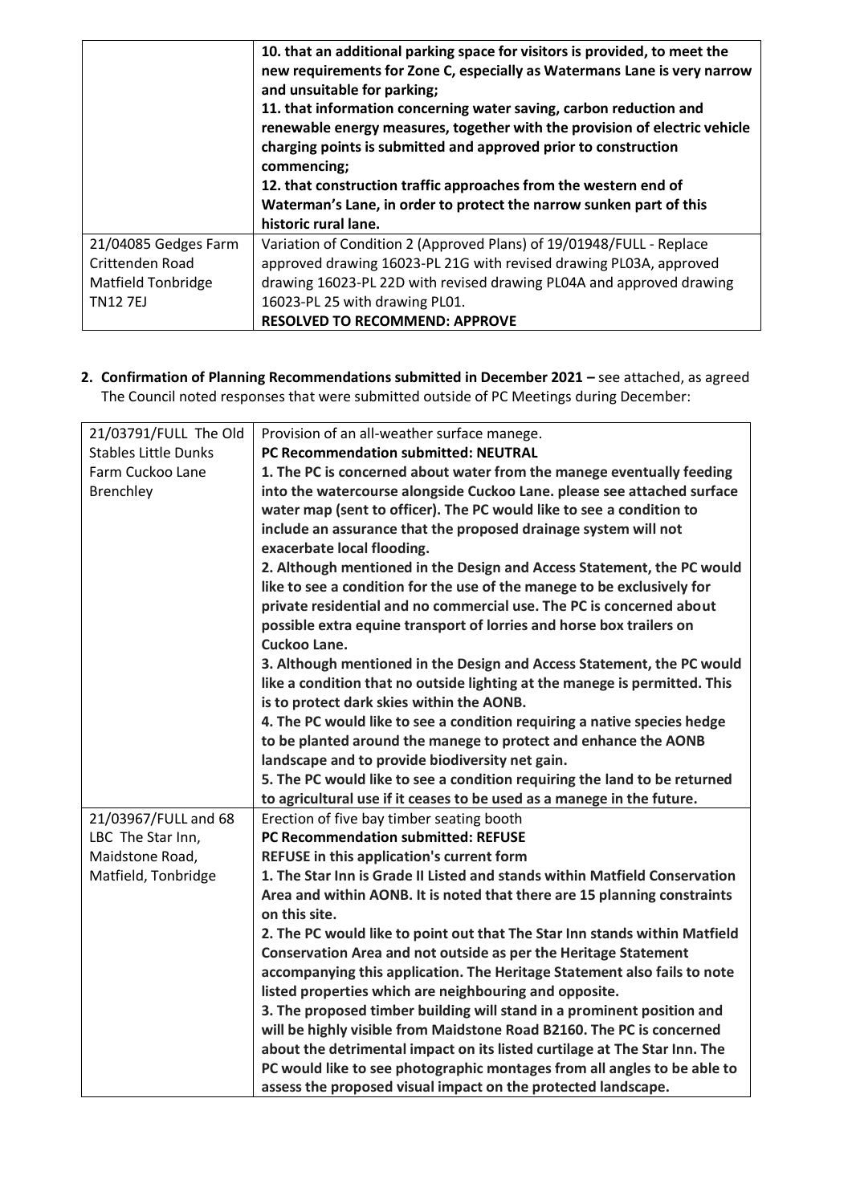| | |
|---|---|
| | **10. that an additional parking space for visitors is provided, to meet the new requirements for Zone C, especially as Watermans Lane is very narrow and unsuitable for parking;**<br>**11. that information concerning water saving, carbon reduction and renewable energy measures, together with the provision of electric vehicle charging points is submitted and approved prior to construction commencing;**<br>**12. that construction traffic approaches from the western end of Waterman's Lane, in order to protect the narrow sunken part of this historic rural lane.** |
| 21/04085 Gedges Farm Crittenden Road Matfield Tonbridge TN12 7EJ | Variation of Condition 2 (Approved Plans) of 19/01948/FULL - Replace approved drawing 16023-PL 21G with revised drawing PL03A, approved drawing 16023-PL 22D with revised drawing PL04A and approved drawing 16023-PL 25 with drawing PL01.<br>**RESOLVED TO RECOMMEND: APPROVE** |

2. **Confirmation of Planning Recommendations submitted in December 2021 –** see attached, as agreed The Council noted responses that were submitted outside of PC Meetings during December:

| | |
|---|---|
| 21/03791/FULL The Old Stables Little Dunks Farm Cuckoo Lane Brenchley | Provision of an all-weather surface manege.<br>**PC Recommendation submitted: NEUTRAL**<br>**1. The PC is concerned about water from the manege eventually feeding into the watercourse alongside Cuckoo Lane. please see attached surface water map (sent to officer). The PC would like to see a condition to include an assurance that the proposed drainage system will not exacerbate local flooding.**<br>**2. Although mentioned in the Design and Access Statement, the PC would like to see a condition for the use of the manege to be exclusively for private residential and no commercial use. The PC is concerned about possible extra equine transport of lorries and horse box trailers on Cuckoo Lane.**<br>**3. Although mentioned in the Design and Access Statement, the PC would like a condition that no outside lighting at the manege is permitted. This is to protect dark skies within the AONB.**<br>**4. The PC would like to see a condition requiring a native species hedge to be planted around the manege to protect and enhance the AONB landscape and to provide biodiversity net gain.**<br>**5. The PC would like to see a condition requiring the land to be returned to agricultural use if it ceases to be used as a manege in the future.** |
| 21/03967/FULL and 68 LBC The Star Inn, Maidstone Road, Matfield, Tonbridge | Erection of five bay timber seating booth<br>**PC Recommendation submitted: REFUSE**<br>**REFUSE in this application's current form**<br>**1. The Star Inn is Grade II Listed and stands within Matfield Conservation Area and within AONB. It is noted that there are 15 planning constraints on this site.**<br>**2. The PC would like to point out that The Star Inn stands within Matfield Conservation Area and not outside as per the Heritage Statement accompanying this application. The Heritage Statement also fails to note listed properties which are neighbouring and opposite.**<br>**3. The proposed timber building will stand in a prominent position and will be highly visible from Maidstone Road B2160. The PC is concerned about the detrimental impact on its listed curtilage at The Star Inn. The PC would like to see photographic montages from all angles to be able to assess the proposed visual impact on the protected landscape.** |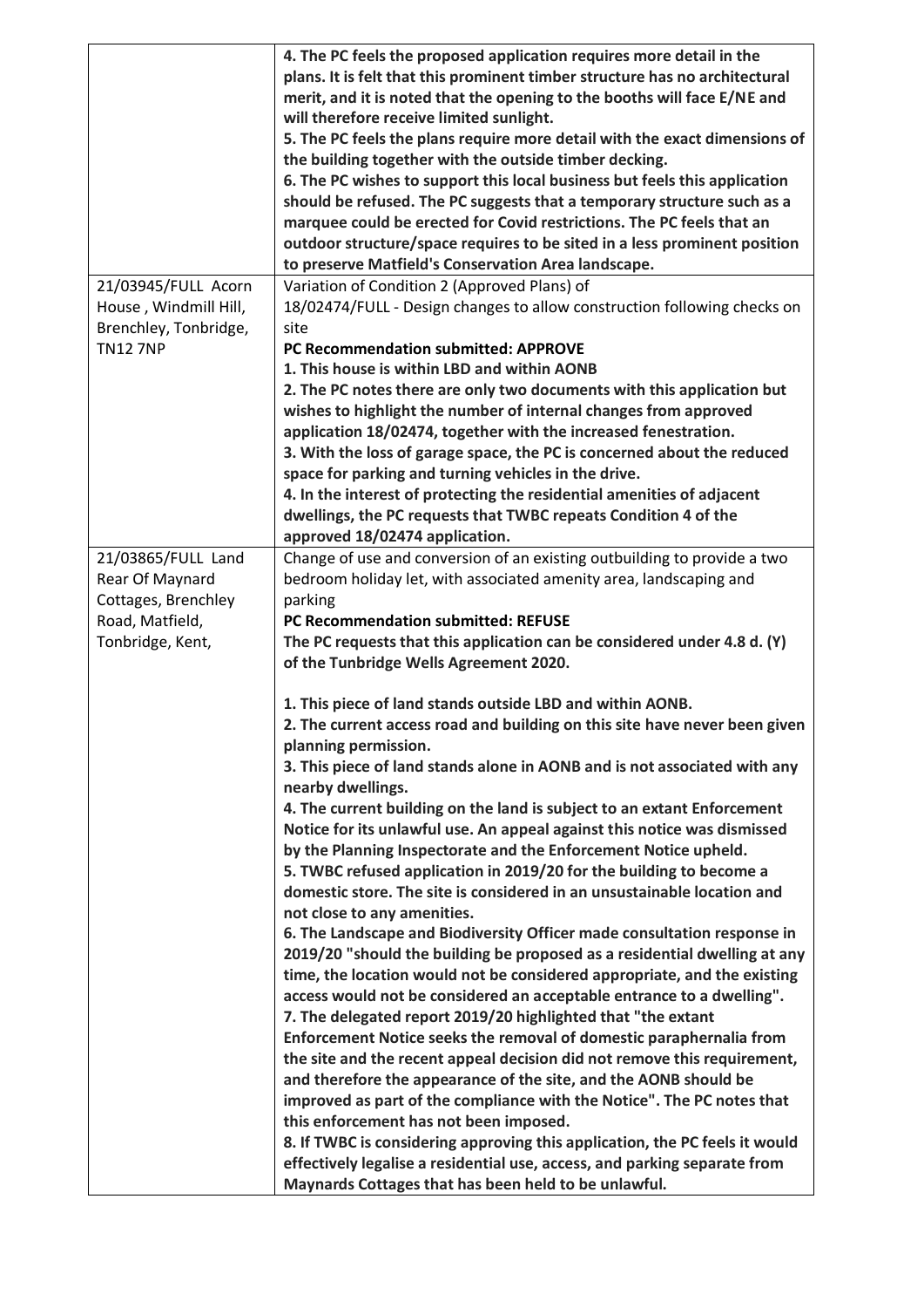| | |
|---|---|
| | **4. The PC feels the proposed application requires more detail in the plans. It is felt that this prominent timber structure has no architectural merit, and it is noted that the opening to the booths will face E/NE and will therefore receive limited sunlight.**<br>**5. The PC feels the plans require more detail with the exact dimensions of the building together with the outside timber decking.**<br>**6. The PC wishes to support this local business but feels this application should be refused. The PC suggests that a temporary structure such as a marquee could be erected for Covid restrictions. The PC feels that an outdoor structure/space requires to be sited in a less prominent position to preserve Matfield's Conservation Area landscape.** |
| 21/03945/FULL Acorn House , Windmill Hill, Brenchley, Tonbridge, TN12 7NP | Variation of Condition 2 (Approved Plans) of 18/02474/FULL - Design changes to allow construction following checks on site<br>**PC Recommendation submitted: APPROVE**<br>**1. This house is within LBD and within AONB**<br>**2. The PC notes there are only two documents with this application but wishes to highlight the number of internal changes from approved application 18/02474, together with the increased fenestration.**<br>**3. With the loss of garage space, the PC is concerned about the reduced space for parking and turning vehicles in the drive.**<br>**4. In the interest of protecting the residential amenities of adjacent dwellings, the PC requests that TWBC repeats Condition 4 of the approved 18/02474 application.** |
| 21/03865/FULL Land Rear Of Maynard Cottages, Brenchley Road, Matfield, Tonbridge, Kent, | Change of use and conversion of an existing outbuilding to provide a two bedroom holiday let, with associated amenity area, landscaping and parking<br>**PC Recommendation submitted: REFUSE**<br>**The PC requests that this application can be considered under 4.8 d. (Y) of the Tunbridge Wells Agreement 2020.**<br><br>**1. This piece of land stands outside LBD and within AONB.**<br>**2. The current access road and building on this site have never been given planning permission.**<br>**3. This piece of land stands alone in AONB and is not associated with any nearby dwellings.**<br>**4. The current building on the land is subject to an extant Enforcement Notice for its unlawful use. An appeal against this notice was dismissed by the Planning Inspectorate and the Enforcement Notice upheld.**<br>**5. TWBC refused application in 2019/20 for the building to become a domestic store. The site is considered in an unsustainable location and not close to any amenities.**<br>**6. The Landscape and Biodiversity Officer made consultation response in 2019/20 "should the building be proposed as a residential dwelling at any time, the location would not be considered appropriate, and the existing access would not be considered an acceptable entrance to a dwelling".**<br>**7. The delegated report 2019/20 highlighted that "the extant Enforcement Notice seeks the removal of domestic paraphernalia from the site and the recent appeal decision did not remove this requirement, and therefore the appearance of the site, and the AONB should be improved as part of the compliance with the Notice". The PC notes that this enforcement has not been imposed.**<br>**8. If TWBC is considering approving this application, the PC feels it would effectively legalise a residential use, access, and parking separate from Maynards Cottages that has been held to be unlawful.** |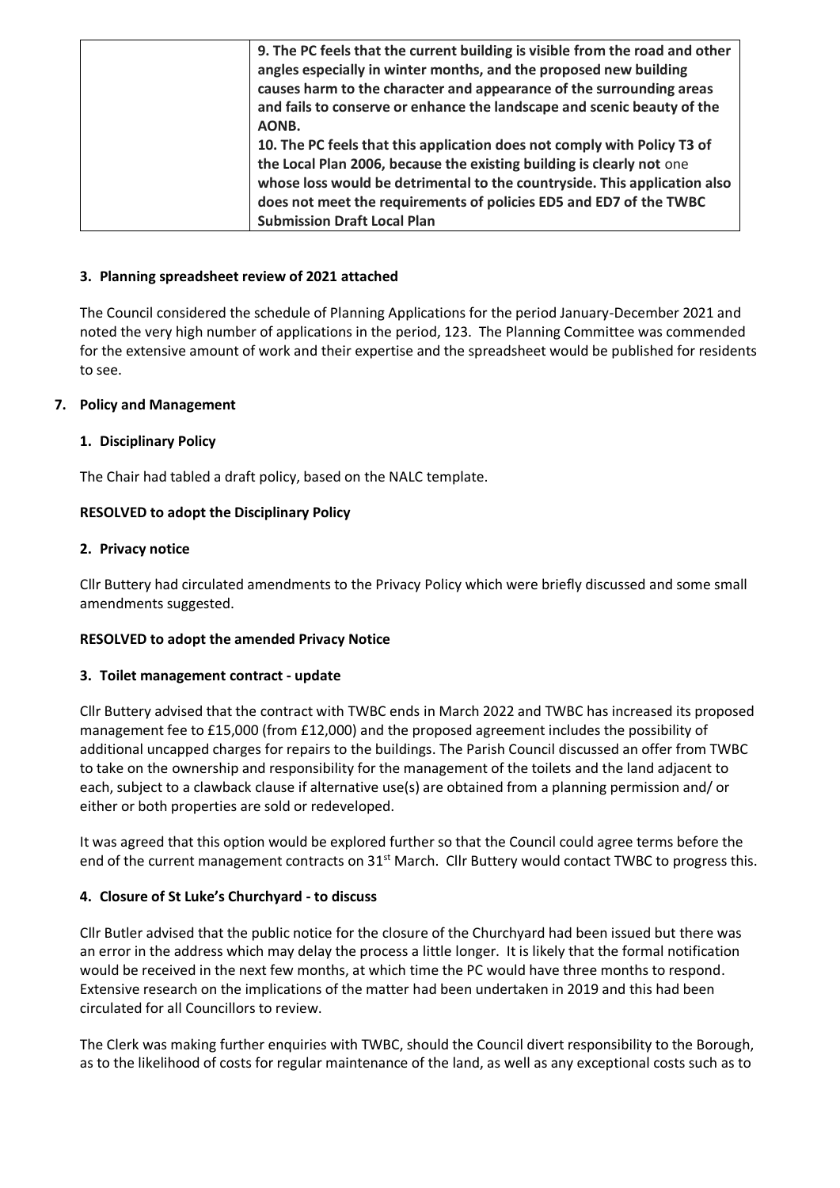| | **9. The PC feels that the current building is visible from the road and other angles especially in winter months, and the proposed new building causes harm to the character and appearance of the surrounding areas and fails to conserve or enhance the landscape and scenic beauty of the AONB.**<br>**10. The PC feels that this application does not comply with Policy T3 of the Local Plan 2006, because the existing building is clearly not** one **whose loss would be detrimental to the countryside. This application also does not meet the requirements of policies ED5 and ED7 of the TWBC Submission Draft Local Plan** |
|---|---|

**3. Planning spreadsheet review of 2021 attached**

The Council considered the schedule of Planning Applications for the period January-December 2021 and noted the very high number of applications in the period, 123. The Planning Committee was commended for the extensive amount of work and their expertise and the spreadsheet would be published for residents to see.

**7. Policy and Management**

**1. Disciplinary Policy**

The Chair had tabled a draft policy, based on the NALC template.

**RESOLVED to adopt the Disciplinary Policy**

**2. Privacy notice**

Cllr Buttery had circulated amendments to the Privacy Policy which were briefly discussed and some small amendments suggested.

**RESOLVED to adopt the amended Privacy Notice**

**3. Toilet management contract - update**

Cllr Buttery advised that the contract with TWBC ends in March 2022 and TWBC has increased its proposed management fee to £15,000 (from £12,000) and the proposed agreement includes the possibility of additional uncapped charges for repairs to the buildings. The Parish Council discussed an offer from TWBC to take on the ownership and responsibility for the management of the toilets and the land adjacent to each, subject to a clawback clause if alternative use(s) are obtained from a planning permission and/ or either or both properties are sold or redeveloped.

It was agreed that this option would be explored further so that the Council could agree terms before the end of the current management contracts on 31st March. Cllr Buttery would contact TWBC to progress this.

**4. Closure of St Luke's Churchyard - to discuss**

Cllr Butler advised that the public notice for the closure of the Churchyard had been issued but there was an error in the address which may delay the process a little longer. It is likely that the formal notification would be received in the next few months, at which time the PC would have three months to respond. Extensive research on the implications of the matter had been undertaken in 2019 and this had been circulated for all Councillors to review.

The Clerk was making further enquiries with TWBC, should the Council divert responsibility to the Borough, as to the likelihood of costs for regular maintenance of the land, as well as any exceptional costs such as to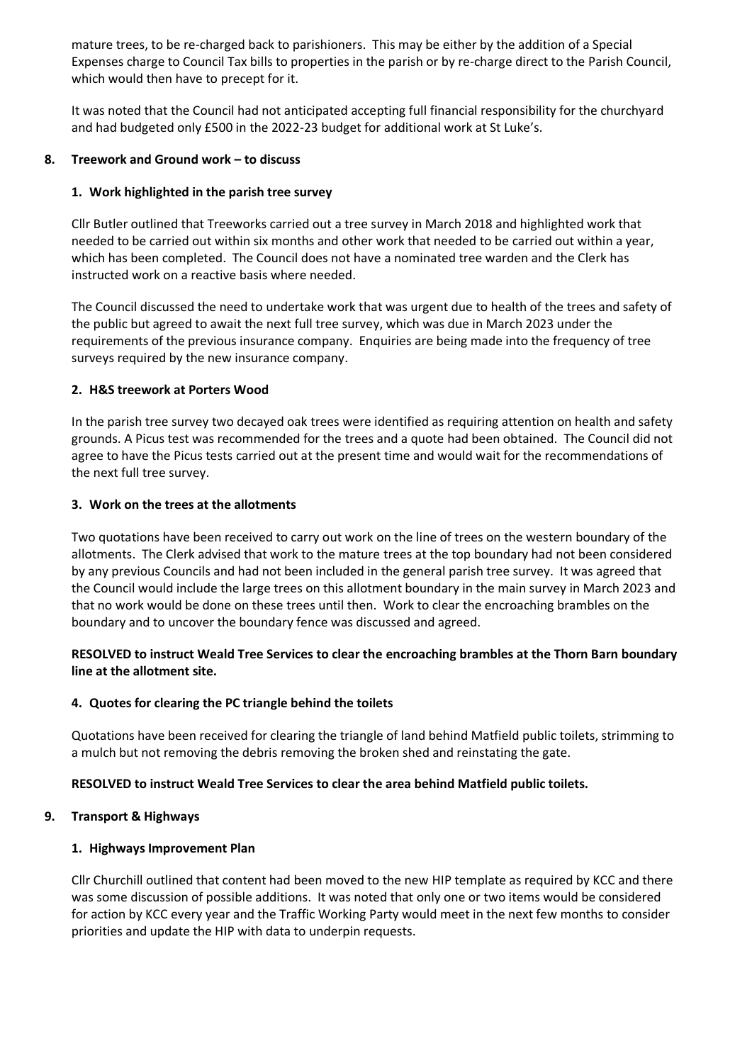mature trees, to be re-charged back to parishioners. This may be either by the addition of a Special Expenses charge to Council Tax bills to properties in the parish or by re-charge direct to the Parish Council, which would then have to precept for it.

It was noted that the Council had not anticipated accepting full financial responsibility for the churchyard and had budgeted only £500 in the 2022-23 budget for additional work at St Luke's.

**8. Treework and Ground work – to discuss**

**1. Work highlighted in the parish tree survey**

Cllr Butler outlined that Treeworks carried out a tree survey in March 2018 and highlighted work that needed to be carried out within six months and other work that needed to be carried out within a year, which has been completed. The Council does not have a nominated tree warden and the Clerk has instructed work on a reactive basis where needed.

The Council discussed the need to undertake work that was urgent due to health of the trees and safety of the public but agreed to await the next full tree survey, which was due in March 2023 under the requirements of the previous insurance company. Enquiries are being made into the frequency of tree surveys required by the new insurance company.

**2. H&S treework at Porters Wood**

In the parish tree survey two decayed oak trees were identified as requiring attention on health and safety grounds. A Picus test was recommended for the trees and a quote had been obtained. The Council did not agree to have the Picus tests carried out at the present time and would wait for the recommendations of the next full tree survey.

**3. Work on the trees at the allotments**

Two quotations have been received to carry out work on the line of trees on the western boundary of the allotments. The Clerk advised that work to the mature trees at the top boundary had not been considered by any previous Councils and had not been included in the general parish tree survey. It was agreed that the Council would include the large trees on this allotment boundary in the main survey in March 2023 and that no work would be done on these trees until then. Work to clear the encroaching brambles on the boundary and to uncover the boundary fence was discussed and agreed.

**RESOLVED to instruct Weald Tree Services to clear the encroaching brambles at the Thorn Barn boundary line at the allotment site.**

**4. Quotes for clearing the PC triangle behind the toilets**

Quotations have been received for clearing the triangle of land behind Matfield public toilets, strimming to a mulch but not removing the debris removing the broken shed and reinstating the gate.

**RESOLVED to instruct Weald Tree Services to clear the area behind Matfield public toilets.**

**9. Transport & Highways**

**1. Highways Improvement Plan**

Cllr Churchill outlined that content had been moved to the new HIP template as required by KCC and there was some discussion of possible additions. It was noted that only one or two items would be considered for action by KCC every year and the Traffic Working Party would meet in the next few months to consider priorities and update the HIP with data to underpin requests.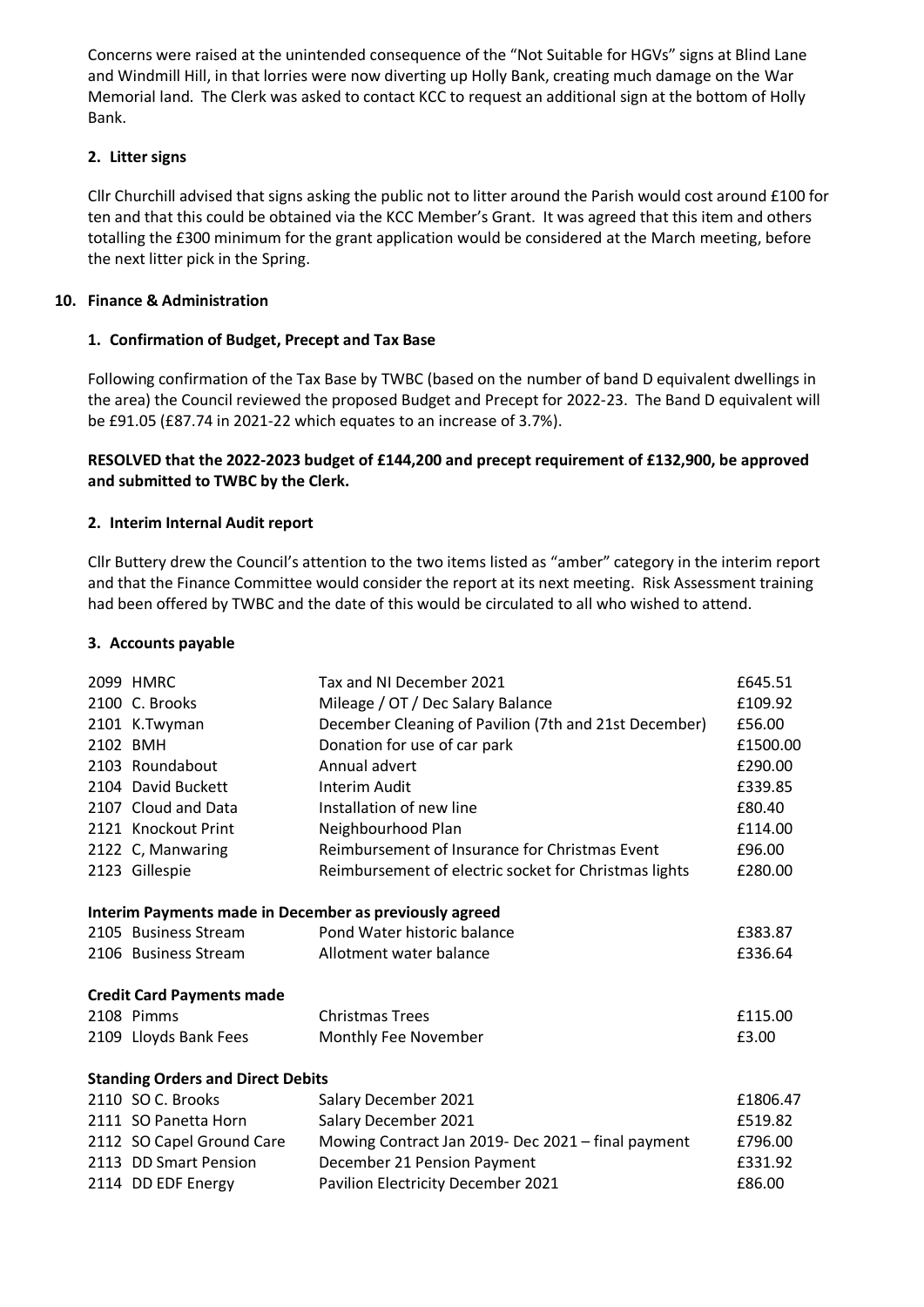Concerns were raised at the unintended consequence of the "Not Suitable for HGVs" signs at Blind Lane and Windmill Hill, in that lorries were now diverting up Holly Bank, creating much damage on the War Memorial land. The Clerk was asked to contact KCC to request an additional sign at the bottom of Holly Bank.

**2. Litter signs**

Cllr Churchill advised that signs asking the public not to litter around the Parish would cost around £100 for ten and that this could be obtained via the KCC Member's Grant. It was agreed that this item and others totalling the £300 minimum for the grant application would be considered at the March meeting, before the next litter pick in the Spring.

**10. Finance & Administration**

**1. Confirmation of Budget, Precept and Tax Base**

Following confirmation of the Tax Base by TWBC (based on the number of band D equivalent dwellings in the area) the Council reviewed the proposed Budget and Precept for 2022-23. The Band D equivalent will be £91.05 (£87.74 in 2021-22 which equates to an increase of 3.7%).

**RESOLVED that the 2022-2023 budget of £144,200 and precept requirement of £132,900, be approved and submitted to TWBC by the Clerk.**

**2. Interim Internal Audit report**

Cllr Buttery drew the Council's attention to the two items listed as "amber" category in the interim report and that the Finance Committee would consider the report at its next meeting. Risk Assessment training had been offered by TWBC and the date of this would be circulated to all who wished to attend.

**3. Accounts payable**

| | | | |
|---|---|---|---|
| 2099 | HMRC | Tax and NI December 2021 | £645.51 |
| 2100 | C. Brooks | Mileage / OT / Dec Salary Balance | £109.92 |
| 2101 | K.Twyman | December Cleaning of Pavilion (7th and 21st December) | £56.00 |
| 2102 | BMH | Donation for use of car park | £1500.00 |
| 2103 | Roundabout | Annual advert | £290.00 |
| 2104 | David Buckett | Interim Audit | £339.85 |
| 2107 | Cloud and Data | Installation of new line | £80.40 |
| 2121 | Knockout Print | Neighbourhood Plan | £114.00 |
| 2122 | C, Manwaring | Reimbursement of Insurance for Christmas Event | £96.00 |
| 2123 | Gillespie | Reimbursement of electric socket for Christmas lights | £280.00 |
| **Interim Payments made in December as previously agreed** | | | |
| 2105 | Business Stream | Pond Water historic balance | £383.87 |
| 2106 | Business Stream | Allotment water balance | £336.64 |
| **Credit Card Payments made** | | | |
| 2108 | Pimms | Christmas Trees | £115.00 |
| 2109 | Lloyds Bank Fees | Monthly Fee November | £3.00 |
| **Standing Orders and Direct Debits** | | | |
| 2110 | SO C. Brooks | Salary December 2021 | £1806.47 |
| 2111 | SO Panetta Horn | Salary December 2021 | £519.82 |
| 2112 | SO Capel Ground Care | Mowing Contract Jan 2019- Dec 2021 – final payment | £796.00 |
| 2113 | DD Smart Pension | December 21 Pension Payment | £331.92 |
| 2114 | DD EDF Energy | Pavilion Electricity December 2021 | £86.00 |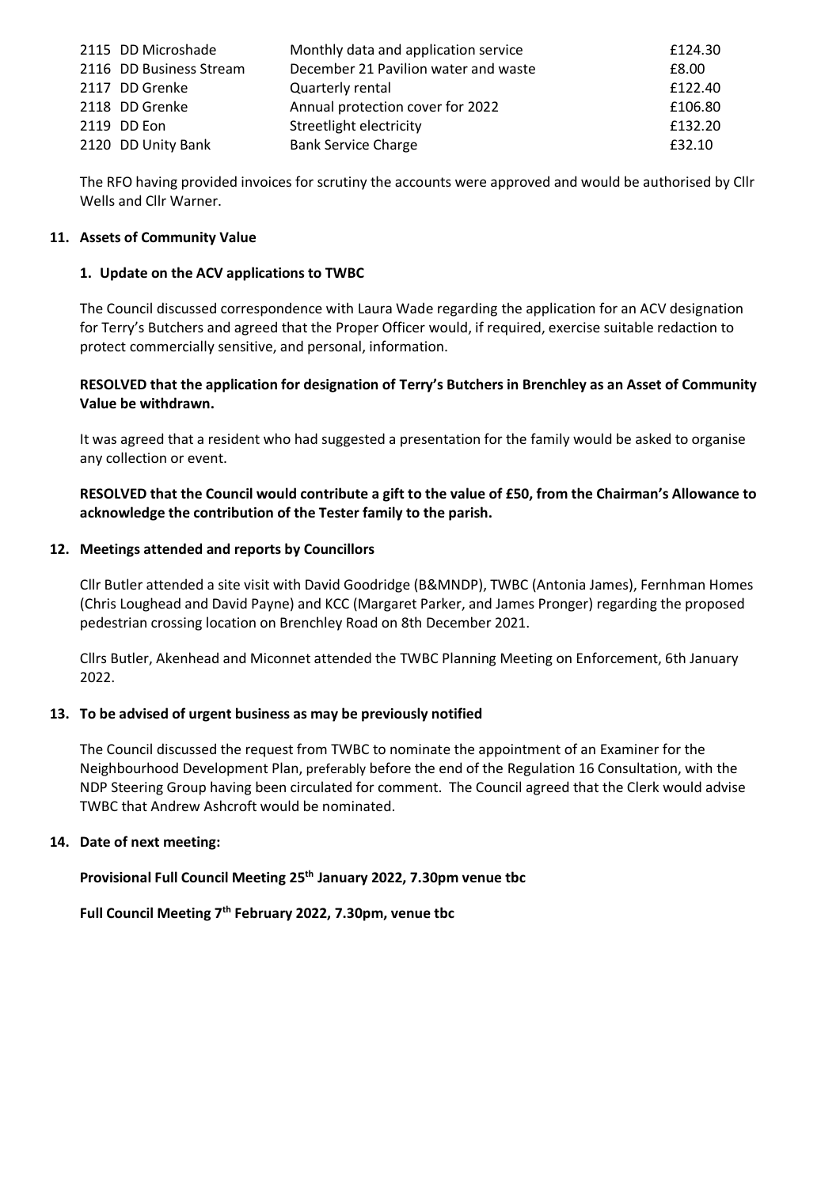| | | |
|---|---|---|
| 2115 DD Microshade | Monthly data and application service | £124.30 |
| 2116 DD Business Stream | December 21 Pavilion water and waste | £8.00 |
| 2117 DD Grenke | Quarterly rental | £122.40 |
| 2118 DD Grenke | Annual protection cover for 2022 | £106.80 |
| 2119 DD Eon | Streetlight electricity | £132.20 |
| 2120 DD Unity Bank | Bank Service Charge | £32.10 |

The RFO having provided invoices for scrutiny the accounts were approved and would be authorised by Cllr Wells and Cllr Warner.

**11. Assets of Community Value**

**1. Update on the ACV applications to TWBC**

The Council discussed correspondence with Laura Wade regarding the application for an ACV designation for Terry's Butchers and agreed that the Proper Officer would, if required, exercise suitable redaction to protect commercially sensitive, and personal, information.

**RESOLVED that the application for designation of Terry's Butchers in Brenchley as an Asset of Community Value be withdrawn.**

It was agreed that a resident who had suggested a presentation for the family would be asked to organise any collection or event.

**RESOLVED that the Council would contribute a gift to the value of £50, from the Chairman's Allowance to acknowledge the contribution of the Tester family to the parish.**

**12. Meetings attended and reports by Councillors**

Cllr Butler attended a site visit with David Goodridge (B&MNDP), TWBC (Antonia James), Fernhman Homes (Chris Loughead and David Payne) and KCC (Margaret Parker, and James Pronger) regarding the proposed pedestrian crossing location on Brenchley Road on 8th December 2021.

Cllrs Butler, Akenhead and Miconnet attended the TWBC Planning Meeting on Enforcement, 6th January 2022.

**13. To be advised of urgent business as may be previously notified**

The Council discussed the request from TWBC to nominate the appointment of an Examiner for the Neighbourhood Development Plan, preferably before the end of the Regulation 16 Consultation, with the NDP Steering Group having been circulated for comment. The Council agreed that the Clerk would advise TWBC that Andrew Ashcroft would be nominated.

**14. Date of next meeting:**

**Provisional Full Council Meeting 25th January 2022, 7.30pm venue tbc**

**Full Council Meeting 7th February 2022, 7.30pm, venue tbc**